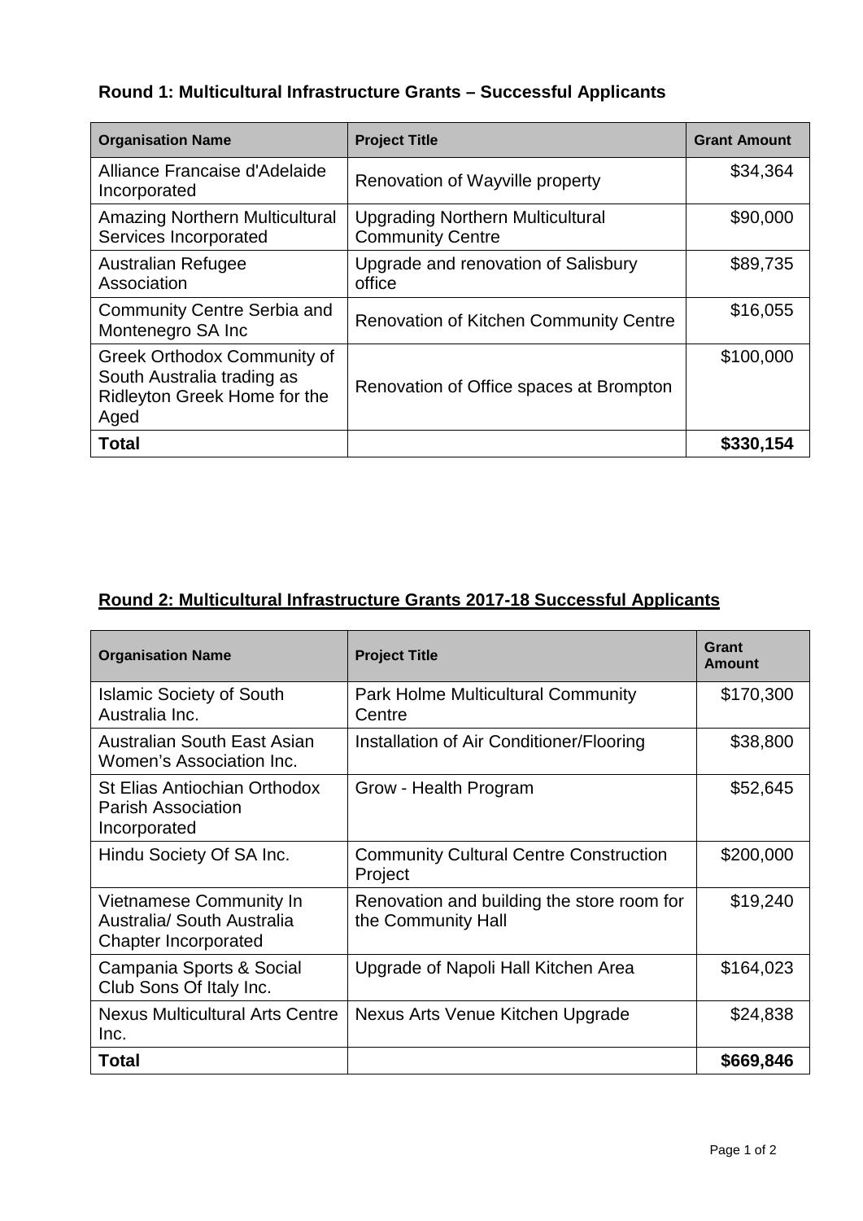## Round 1: Multicultural Infrastructure Grants – Successful Applicants

| Organisation Name | Project Title | Grant Amount |
|---|---|---|
| Alliance Francaise d'Adelaide Incorporated | Renovation of Wayville property | $34,364 |
| Amazing Northern Multicultural Services Incorporated | Upgrading Northern Multicultural Community Centre | $90,000 |
| Australian Refugee Association | Upgrade and renovation of Salisbury office | $89,735 |
| Community Centre Serbia and Montenegro SA Inc | Renovation of Kitchen Community Centre | $16,055 |
| Greek Orthodox Community of South Australia trading as Ridleyton Greek Home for the Aged | Renovation of Office spaces at Brompton | $100,000 |
| **Total** | | **$330,154** |

## Round 2: Multicultural Infrastructure Grants 2017-18 Successful Applicants

| Organisation Name | Project Title | Grant Amount |
|---|---|---|
| Islamic Society of South Australia Inc. | Park Holme Multicultural Community Centre | $170,300 |
| Australian South East Asian Women's Association Inc. | Installation of Air Conditioner/Flooring | $38,800 |
| St Elias Antiochian Orthodox Parish Association Incorporated | Grow - Health Program | $52,645 |
| Hindu Society Of SA Inc. | Community Cultural Centre Construction Project | $200,000 |
| Vietnamese Community In Australia/ South Australia Chapter Incorporated | Renovation and building the store room for the Community Hall | $19,240 |
| Campania Sports & Social Club Sons Of Italy Inc. | Upgrade of Napoli Hall Kitchen Area | $164,023 |
| Nexus Multicultural Arts Centre Inc. | Nexus Arts Venue Kitchen Upgrade | $24,838 |
| **Total** | | **$669,846** |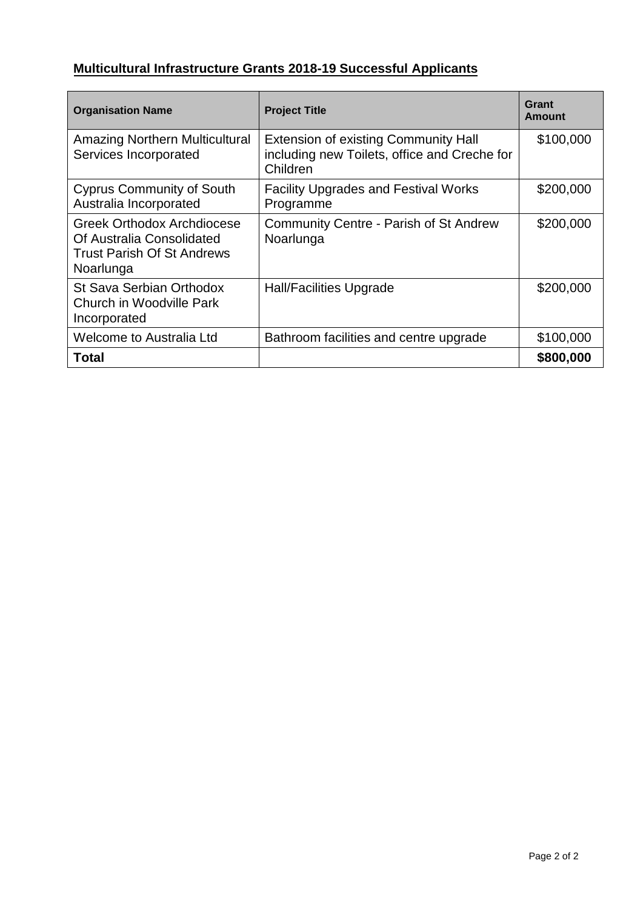## Multicultural Infrastructure Grants 2018-19 Successful Applicants

| Organisation Name | Project Title | Grant Amount |
|---|---|---|
| Amazing Northern Multicultural Services Incorporated | Extension of existing Community Hall including new Toilets, office and Creche for Children | \$100,000 |
| Cyprus Community of South Australia Incorporated | Facility Upgrades and Festival Works Programme | \$200,000 |
| Greek Orthodox Archdiocese Of Australia Consolidated Trust Parish Of St Andrews Noarlunga | Community Centre - Parish of St Andrew Noarlunga | \$200,000 |
| St Sava Serbian Orthodox Church in Woodville Park Incorporated | Hall/Facilities Upgrade | \$200,000 |
| Welcome to Australia Ltd | Bathroom facilities and centre upgrade | \$100,000 |
| **Total** | | **\$800,000** |